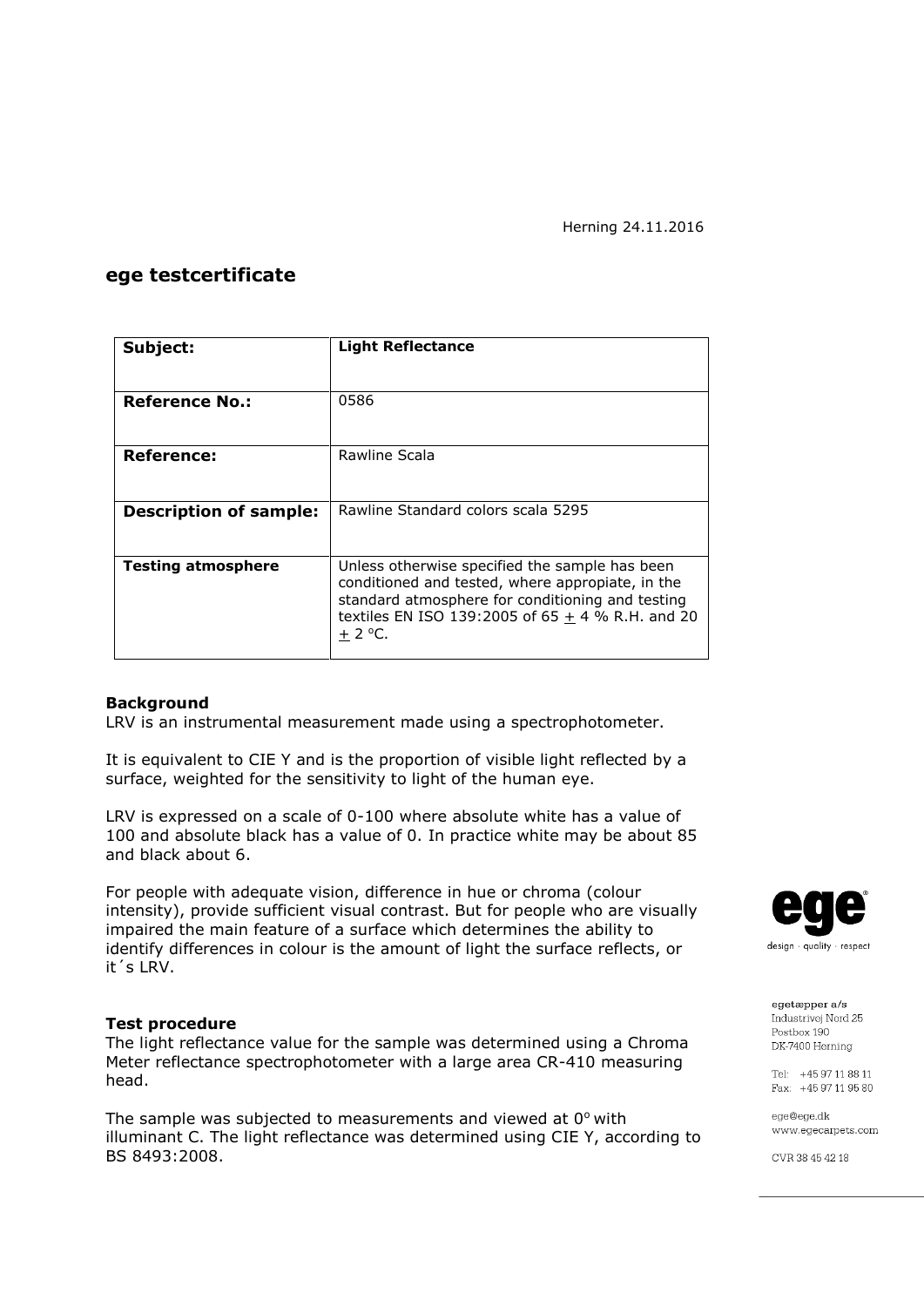Herning 24.11.2016

# ege testcertificate

| **Subject:** | **Light Reflectance** |
|---|---|
| **Reference No.:** | 0586 |
| **Reference:** | Rawline Scala |
| **Description of sample:** | Rawline Standard colors scala 5295 |
| **Testing atmosphere** | Unless otherwise specified the sample has been conditioned and tested, where appropiate, in the standard atmosphere for conditioning and testing textiles EN ISO 139:2005 of 65 $\pm$ 4 % R.H. and 20 $\pm$ 2 °C. |

**Background**

LRV is an instrumental measurement made using a spectrophotometer.

It is equivalent to CIE Y and is the proportion of visible light reflected by a surface, weighted for the sensitivity to light of the human eye.

LRV is expressed on a scale of 0-100 where absolute white has a value of 100 and absolute black has a value of 0. In practice white may be about 85 and black about 6.

For people with adequate vision, difference in hue or chroma (colour intensity), provide sufficient visual contrast. But for people who are visually impaired the main feature of a surface which determines the ability to identify differences in colour is the amount of light the surface reflects, or it´s LRV.

**Test procedure**

The light reflectance value for the sample was determined using a Chroma Meter reflectance spectrophotometer with a large area CR-410 measuring head.

The sample was subjected to measurements and viewed at 0° with illuminant C. The light reflectance was determined using CIE Y, according to BS 8493:2008.

ege
design · quality · respect

egetæpper a/s
Industrivej Nord 25
Postbox 190
DK-7400 Herning

Tel: +45 97 11 88 11
Fax: +45 97 11 95 80

ege@ege.dk
www.egecarpets.com

CVR 38 45 42 18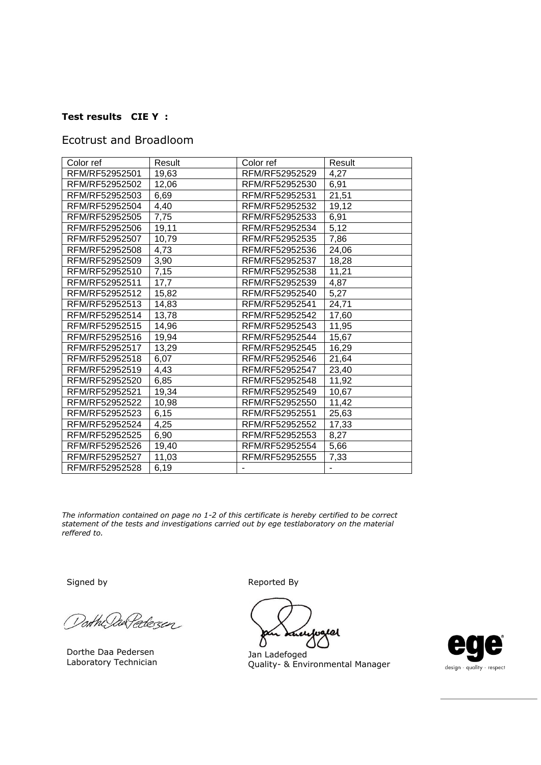**Test results CIE Y :**

Ecotrust and Broadloom

| Color ref | Result | Color ref | Result |
|---|---|---|---|
| RFM/RF52952501 | 19,63 | RFM/RF52952529 | 4,27 |
| RFM/RF52952502 | 12,06 | RFM/RF52952530 | 6,91 |
| RFM/RF52952503 | 6,69 | RFM/RF52952531 | 21,51 |
| RFM/RF52952504 | 4,40 | RFM/RF52952532 | 19,12 |
| RFM/RF52952505 | 7,75 | RFM/RF52952533 | 6,91 |
| RFM/RF52952506 | 19,11 | RFM/RF52952534 | 5,12 |
| RFM/RF52952507 | 10,79 | RFM/RF52952535 | 7,86 |
| RFM/RF52952508 | 4,73 | RFM/RF52952536 | 24,06 |
| RFM/RF52952509 | 3,90 | RFM/RF52952537 | 18,28 |
| RFM/RF52952510 | 7,15 | RFM/RF52952538 | 11,21 |
| RFM/RF52952511 | 17,7 | RFM/RF52952539 | 4,87 |
| RFM/RF52952512 | 15,82 | RFM/RF52952540 | 5,27 |
| RFM/RF52952513 | 14,83 | RFM/RF52952541 | 24,71 |
| RFM/RF52952514 | 13,78 | RFM/RF52952542 | 17,60 |
| RFM/RF52952515 | 14,96 | RFM/RF52952543 | 11,95 |
| RFM/RF52952516 | 19,94 | RFM/RF52952544 | 15,67 |
| RFM/RF52952517 | 13,29 | RFM/RF52952545 | 16,29 |
| RFM/RF52952518 | 6,07 | RFM/RF52952546 | 21,64 |
| RFM/RF52952519 | 4,43 | RFM/RF52952547 | 23,40 |
| RFM/RF52952520 | 6,85 | RFM/RF52952548 | 11,92 |
| RFM/RF52952521 | 19,34 | RFM/RF52952549 | 10,67 |
| RFM/RF52952522 | 10,98 | RFM/RF52952550 | 11,42 |
| RFM/RF52952523 | 6,15 | RFM/RF52952551 | 25,63 |
| RFM/RF52952524 | 4,25 | RFM/RF52952552 | 17,33 |
| RFM/RF52952525 | 6,90 | RFM/RF52952553 | 8,27 |
| RFM/RF52952526 | 19,40 | RFM/RF52952554 | 5,66 |
| RFM/RF52952527 | 11,03 | RFM/RF52952555 | 7,33 |
| RFM/RF52952528 | 6,19 | - | - |

*The information contained on page no 1-2 of this certificate is hereby certified to be correct statement of the tests and investigations carried out by ege testlaboratory on the material reffered to.*

Signed by

Dorthe Daa Pedersen
Laboratory Technician

Reported By

Jan Ladefoged
Quality- & Environmental Manager

ege
design · quality · respect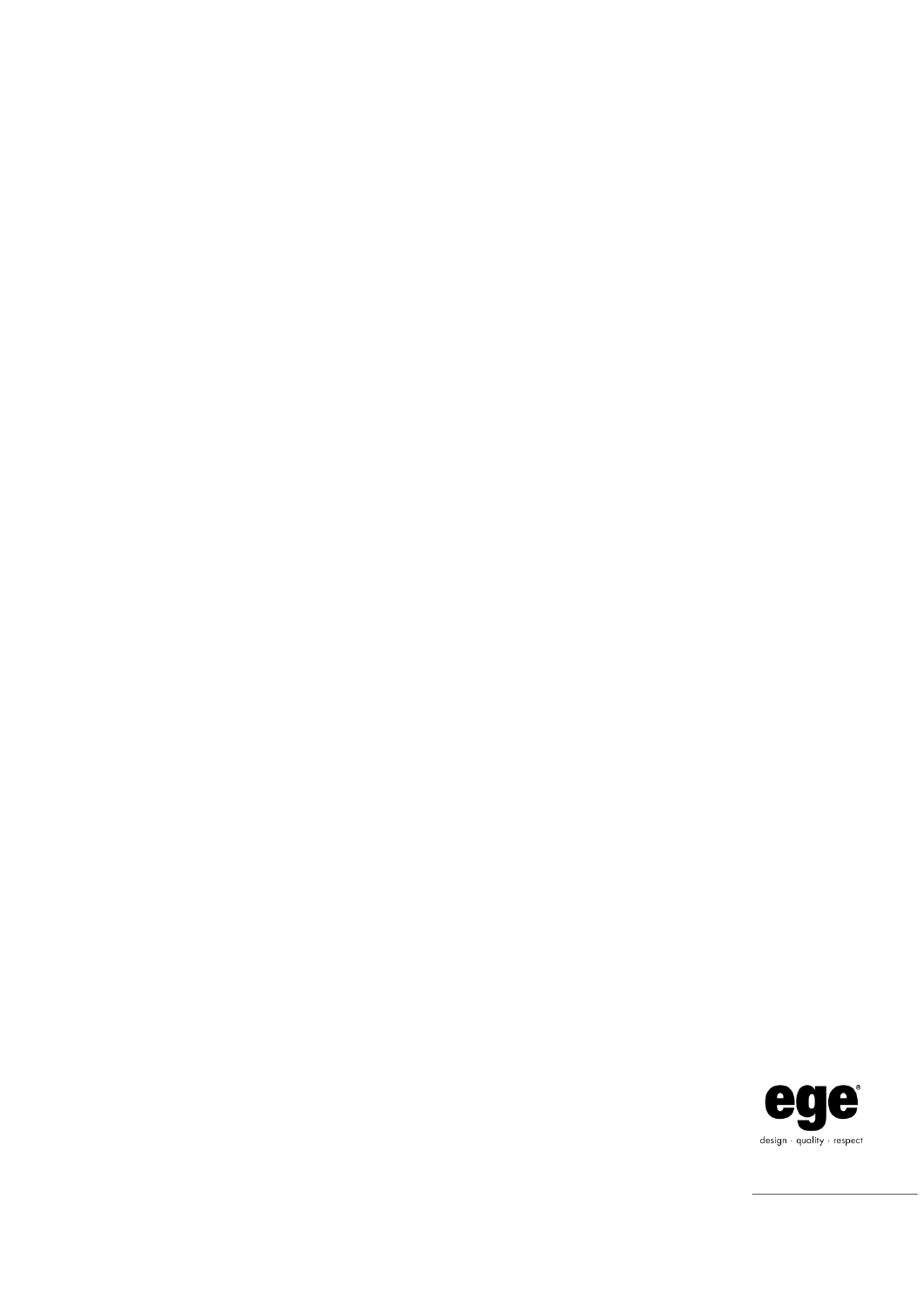ege®

design · quality · respect